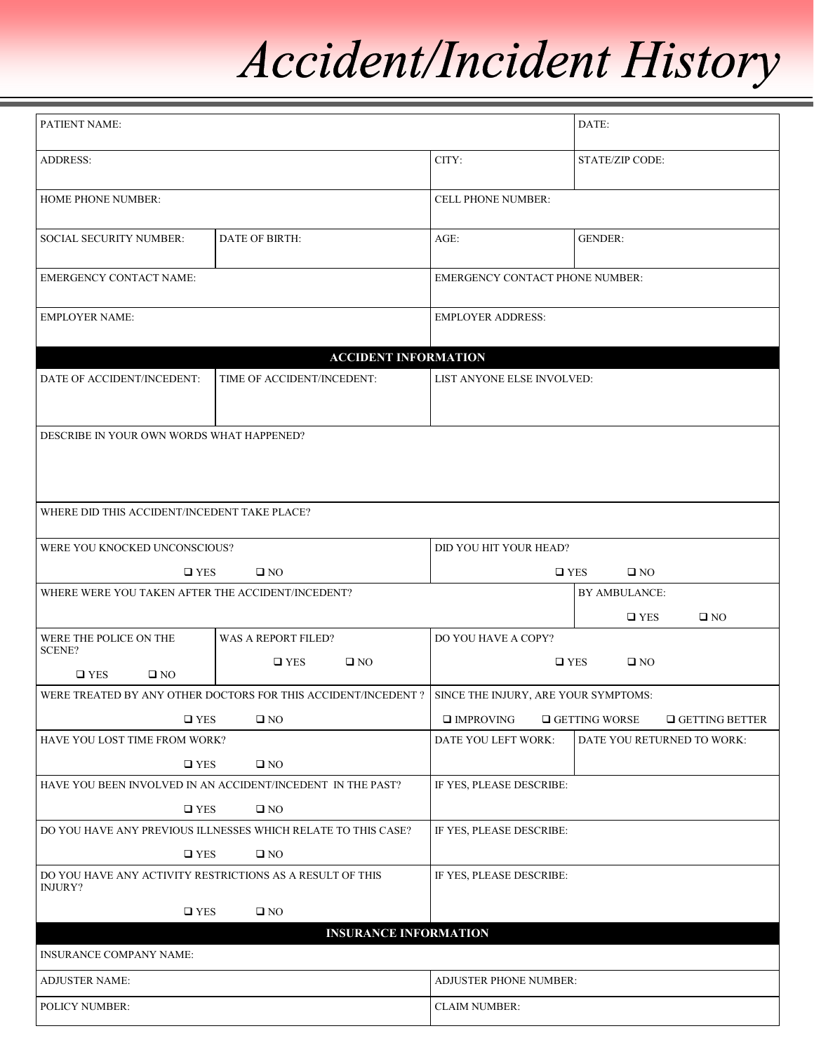# *Accident/Incident History*

| | | | |
|---|---|---|---|
| PATIENT NAME: | | | DATE: |
| ADDRESS: | | CITY: | STATE/ZIP CODE: |
| HOME PHONE NUMBER: | | CELL PHONE NUMBER: | |
| SOCIAL SECURITY NUMBER: | DATE OF BIRTH: | AGE: | GENDER: |
| EMERGENCY CONTACT NAME: | | EMERGENCY CONTACT PHONE NUMBER: | |
| EMPLOYER NAME: | | EMPLOYER ADDRESS: | |

**ACCIDENT INFORMATION**

| | | | |
|---|---|---|---|
| DATE OF ACCIDENT/INCEDENT: | TIME OF ACCIDENT/INCEDENT: | LIST ANYONE ELSE INVOLVED: | |
| DESCRIBE IN YOUR OWN WORDS WHAT HAPPENED? | | | |
| WHERE DID THIS ACCIDENT/INCEDENT TAKE PLACE? | | | |
| WERE YOU KNOCKED UNCONSCIOUS? ❑ YES ❑ NO | | DID YOU HIT YOUR HEAD? ❑ YES ❑ NO | |
| WHERE WERE YOU TAKEN AFTER THE ACCIDENT/INCEDENT? | | | BY AMBULANCE: ❑ YES ❑ NO |
| WERE THE POLICE ON THE SCENE? ❑ YES ❑ NO | WAS A REPORT FILED? ❑ YES ❑ NO | DO YOU HAVE A COPY? ❑ YES ❑ NO | |
| WERE TREATED BY ANY OTHER DOCTORS FOR THIS ACCIDENT/INCEDENT ? ❑ YES ❑ NO | | SINCE THE INJURY, ARE YOUR SYMPTOMS: ❑ IMPROVING ❑ GETTING WORSE ❑ GETTING BETTER | |
| HAVE YOU LOST TIME FROM WORK? ❑ YES ❑ NO | | DATE YOU LEFT WORK: | DATE YOU RETURNED TO WORK: |
| HAVE YOU BEEN INVOLVED IN AN ACCIDENT/INCEDENT IN THE PAST? ❑ YES ❑ NO | | IF YES, PLEASE DESCRIBE: | |
| DO YOU HAVE ANY PREVIOUS ILLNESSES WHICH RELATE TO THIS CASE? ❑ YES ❑ NO | | IF YES, PLEASE DESCRIBE: | |
| DO YOU HAVE ANY ACTIVITY RESTRICTIONS AS A RESULT OF THIS INJURY? ❑ YES ❑ NO | | IF YES, PLEASE DESCRIBE: | |

**INSURANCE INFORMATION**

| | |
|---|---|
| INSURANCE COMPANY NAME: | |
| ADJUSTER NAME: | ADJUSTER PHONE NUMBER: |
| POLICY NUMBER: | CLAIM NUMBER: |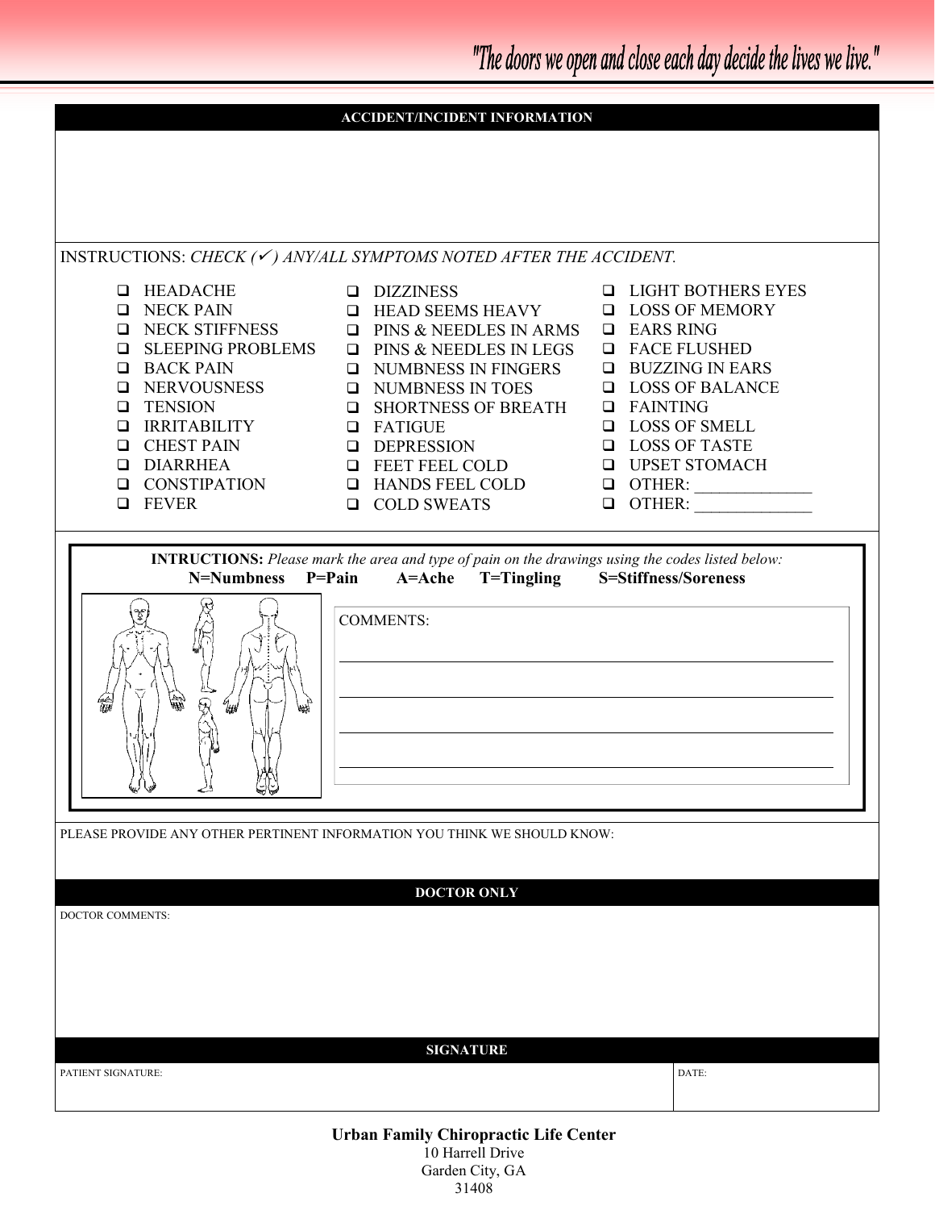"The doors we open and close each day decide the lives we live."

## ACCIDENT/INCIDENT INFORMATION

INSTRUCTIONS: *CHECK (✓) ANY/ALL SYMPTOMS NOTED AFTER THE ACCIDENT.*

- ❑ HEADACHE
- ❑ NECK PAIN
- ❑ NECK STIFFNESS
- ❑ SLEEPING PROBLEMS
- ❑ BACK PAIN
- ❑ NERVOUSNESS
- ❑ TENSION
- ❑ IRRITABILITY
- ❑ CHEST PAIN
- ❑ DIARRHEA
- ❑ CONSTIPATION
- ❑ FEVER
- ❑ DIZZINESS
- ❑ HEAD SEEMS HEAVY
- ❑ PINS & NEEDLES IN ARMS
- ❑ PINS & NEEDLES IN LEGS
- ❑ NUMBNESS IN FINGERS
- ❑ NUMBNESS IN TOES
- ❑ SHORTNESS OF BREATH
- ❑ FATIGUE
- ❑ DEPRESSION
- ❑ FEET FEEL COLD
- ❑ HANDS FEEL COLD
- ❑ COLD SWEATS
- ❑ LIGHT BOTHERS EYES
- ❑ LOSS OF MEMORY
- ❑ EARS RING
- ❑ FACE FLUSHED
- ❑ BUZZING IN EARS
- ❑ LOSS OF BALANCE
- ❑ FAINTING
- ❑ LOSS OF SMELL
- ❑ LOSS OF TASTE
- ❑ UPSET STOMACH
- ❑ OTHER: ______________
- ❑ OTHER: ______________

**INTRUCTIONS:** *Please mark the area and type of pain on the drawings using the codes listed below:*
**N=Numbness P=Pain A=Ache T=Tingling S=Stiffness/Soreness**

COMMENTS:

______________________________________________

______________________________________________

______________________________________________

______________________________________________

PLEASE PROVIDE ANY OTHER PERTINENT INFORMATION YOU THINK WE SHOULD KNOW:

## DOCTOR ONLY

DOCTOR COMMENTS:

## SIGNATURE

| PATIENT SIGNATURE: | DATE: |
|---|---|
| | |

**Urban Family Chiropractic Life Center**
10 Harrell Drive
Garden City, GA
31408